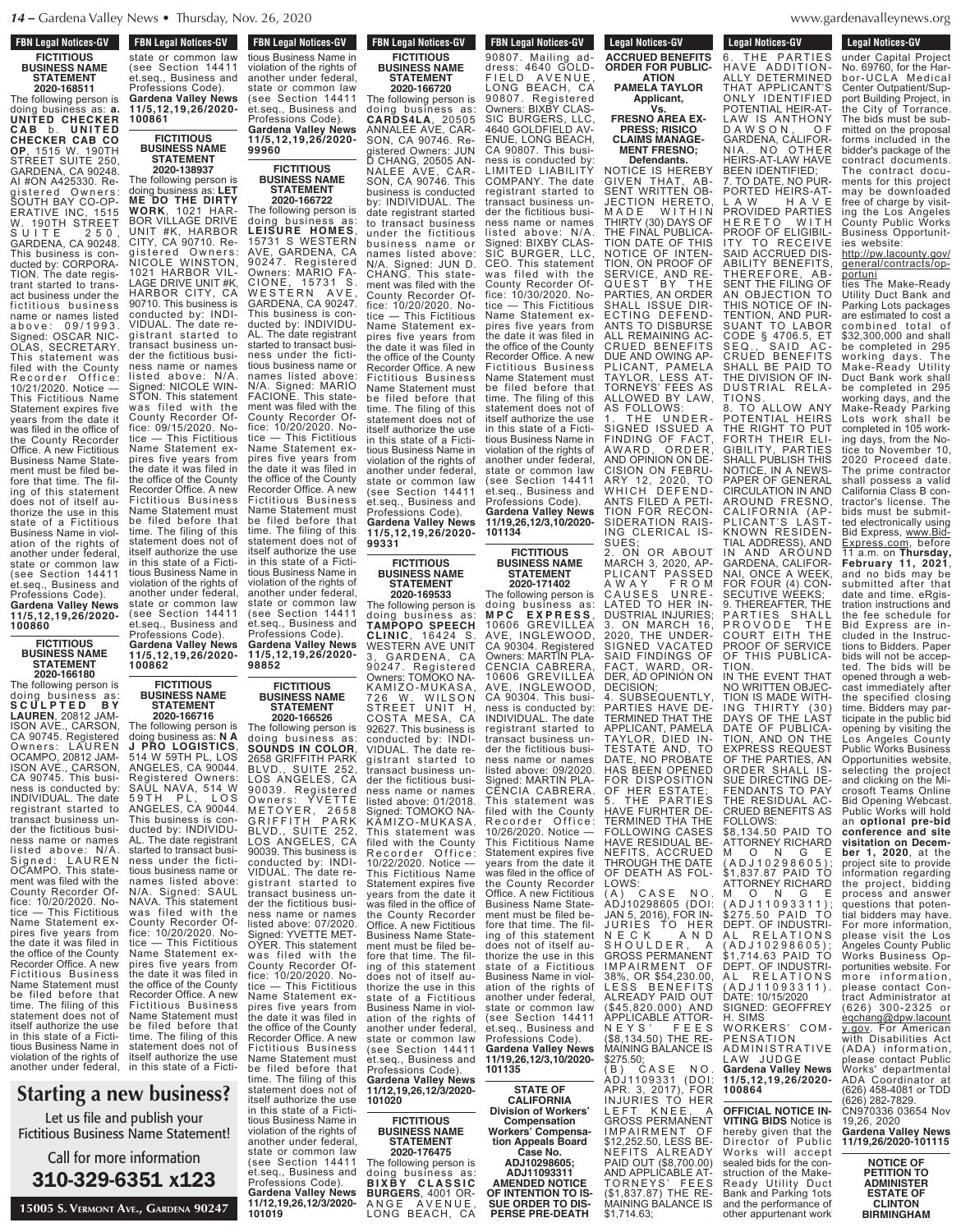## FBN Legal Notices-GV

### FICTITIOUS BUSINESS NAME STATEMENT 2020-168511

The following person is doing business as: **a. UNITED CHECKER CAB** b. **UNITED CHECKER CAB CO OP**, 1515 W. 190TH STREET SUITE 250, GARDENA, CA 90248. AI #ON A425330. Registered Owners: SOUTH BAY CO-OPERATIVE INC, 1515 W. 190TH STREET SUITE 250, GARDENA, CA 90248. This business is conducted by: CORPORATION. The date registrant started to transact business under the fictitious business name or names listed above: 09/1993. Signed: OSCAR NICOLAS, SECRETARY. This statement was filed with the County Recorder Office: 10/21/2020. Notice — This Fictitious Name Statement expires five years from the date it was filed in the office of the County Recorder Office. A new Fictitious Business Name Statement must be filed before that time. The filing of this statement does not of itself authorize the use in this state of a Fictitious Business Name in violation of the rights of another under federal, state or common law (see Section 14411 et.seq., Business and Professions Code). **Gardena Valley News 11/5,12,19,26/2020-100860**

### FICTITIOUS BUSINESS NAME STATEMENT 2020-166180

The following person is doing business as: **SCULPTED BY LAUREN**, 20812 JAMISON AVE., CARSON, CA 90745. Registered Owners: LAUREN OCAMPO, 20812 JAMISON AVE., CARSON, CA 90745. This business is conducted by: INDIVIDUAL. The date registrant started to transact business under the fictitious business name or names listed above: N/A. Signed: LAUREN OCAMPO. This statement was filed with the County Recorder Office: 10/20/2020. Notice — This Fictitious Name Statement expires five years from the date it was filed in the office of the County Recorder Office. A new Fictitious Business Name Statement must be filed before that time. The filing of this statement does not of itself authorize the use in this state of a Fictitious Business Name in violation of the rights of another under federal, state or common law (see Section 14411 et.seq., Business and Professions Code). **Gardena Valley News 11/5,12,19,26/2020-100861**

### FICTITIOUS BUSINESS NAME STATEMENT 2020-138937

The following person is doing business as: **LET ME DO THE DIRTY WORK**, 1021 HARBOR VILLAGE DRIVE UNIT #K, HARBOR CITY, CA 90710. Registered Owners: NICOLE WINSTON, 1021 HARBOR VILLAGE DRIVE UNIT #K, HARBOR CITY, CA 90710. This business is conducted by: INDIVIDUAL. The date registrant started to transact business under the fictitious business name or names listed above: N/A. Signed: NICOLE WINSTON. This statement was filed with the County Recorder Office: 09/15/2020. Notice — This Fictitious Name Statement expires five years from the date it was filed in the office of the County Recorder Office. A new Fictitious Business Name Statement must be filed before that time. The filing of this statement does not of itself authorize the use in this state of a Fictitious Business Name in violation of the rights of another under federal, state or common law (see Section 14411 et.seq., Business and Professions Code). **Gardena Valley News 11/5,12,19,26/2020-100862**

### FICTITIOUS BUSINESS NAME STATEMENT 2020-166716

The following person is doing business as: **N A J PRO LOGISTICS**, 514 W 59TH PL, LOS ANGELES, CA 90044. Registered Owners: SAUL NAVA, 514 W 59TH PL, LOS ANGELES, CA 90044. This business is conducted by: INDIVIDUAL. The date registrant started to transact business under the fictitious business name or names listed above: N/A. Signed: SAUL NAVA. This statement was filed with the County Recorder Office: 10/20/2020. Notice — This Fictitious Name Statement expires five years from the date it was filed in the office of the County Recorder Office. A new Fictitious Business Name Statement must be filed before that time. The filing of this statement does not of itself authorize the use in this state of a Fictitious Business Name in violation of the rights of another under federal, state or common law (see Section 14411 et.seq., Business and Professions Code). **Gardena Valley News 11/5,12,19,26/2020-99960**

### FICTITIOUS BUSINESS NAME STATEMENT 2020-166722

The following person is doing business as: **LEISURE HOMES**, 15731 S WESTERN AVE, GARDENA, CA 90247. Registered Owners: MARIO FACIONE, 15731 S. WESTERN AVE, GARDENA, CA 90247. This business is conducted by: INDIVIDUAL. The date registrant started to transact business under the fictitious business name or names listed above: N/A. Signed: MARIO FACIONE. This statement was filed with the County Recorder Office: 10/20/2020. Notice — This Fictitious Name Statement expires five years from the date it was filed in the office of the County Recorder Office. A new Fictitious Business Name Statement must be filed before that time. The filing of this statement does not of itself authorize the use in this state of a Fictitious Business Name in violation of the rights of another under federal, state or common law (see Section 14411 et.seq., Business and Professions Code). **Gardena Valley News 11/5,12,19,26/2020-98852**

### FICTITIOUS BUSINESS NAME STATEMENT 2020-166526

The following person is doing business as: **SOUNDS IN COLOR**, 2658 GRIFFITH PARK BLVD., SUITE 252, LOS ANGELES, CA 90039. Registered Owners: YVETTE METOYER, 2658 GRIFFITH PARK BLVD., SUITE 252, LOS ANGELES, CA 90039. This business is conducted by: INDIVIDUAL. The date registrant started to transact business under the fictitious business name or names listed above: 07/2020. Signed: YVETTE METOYER. This statement was filed with the County Recorder Office: 10/20/2020. Notice — This Fictitious Name Statement expires five years from the date it was filed in the office of the County Recorder Office. A new Fictitious Business Name Statement must be filed before that time. The filing of this statement does not of itself authorize the use in this state of a Fictitious Business Name in violation of the rights of another under federal, state or common law (see Section 14411 et.seq., Business and Professions Code). **Gardena Valley News 11/12,19,26,12/3/2020-101019**

### FICTITIOUS BUSINESS NAME STATEMENT 2020-166720

The following person is doing business as: **CARDS4LA**, 20505 ANNALEE AVE, CARSON, CA 90746. Registered Owners: JUN D CHANG, 20505 ANNALEE AVE, CARSON, CA 90746. This business is conducted by: INDIVIDUAL. The date registrant started to transact business under the fictitious business name or names listed above: N/A. Signed: JUN D CHANG. This statement was filed with the County Recorder Office: 10/20/2020. Notice — This Fictitious Name Statement expires five years from the date it was filed in the office of the County Recorder Office. A new Fictitious Business Name Statement must be filed before that time. The filing of this statement does not of itself authorize the use in this state of a Fictitious Business Name in violation of the rights of another under federal, state or common law (see Section 14411 et.seq., Business and Professions Code). **Gardena Valley News 11/5,12,19,26/2020-99331**

### FICTITIOUS BUSINESS NAME STATEMENT 2020-169533

The following person is doing business as: **TAMPOPO SPEECH CLINIC**, 16424 S. WESTERN AVE UNIT 3, GARDENA, CA 90247. Registered Owners: TOMOKO NAKAMIZO-MUKASA, 726 W. WILSON STREET UNIT H, COSTA MESA, CA 92627. This business is conducted by: INDIVIDUAL. The date registrant started to transact business under the fictitious business name or names listed above: 01/2018. Signed: TOMOKO NAKAMIZO-MUKASA. This statement was filed with the County Recorder Office: 10/22/2020. Notice — This Fictitious Name Statement expires five years from the date it was filed in the office of the County Recorder Office. A new Fictitious Business Name Statement must be filed before that time. The filing of this statement does not of itself authorize the use in this state of a Fictitious Business Name in violation of the rights of another under federal, state or common law (see Section 14411 et.seq., Business and Professions Code). **Gardena Valley News 11/12,19,26,12/3/2020-101020**

### FICTITIOUS BUSINESS NAME STATEMENT 2020-176475

The following person is doing business as: **BIXBY CLASSIC BURGERS**, 4001 ORANGE AVENUE, LONG BEACH, CA 90807. Mailing address: 4640 GOLDFIELD AVENUE, LONG BEACH, CA 90807. Registered Owners: BIXBY CLASSIC BURGERS, LLC, 4640 GOLDFIELD AVENUE, LONG BEACH, CA 90807. This business is conducted by: LIMITED LIABILITY COMPANY. The date registrant started to transact business under the fictitious business name or names listed above: N/A. Signed: BIXBY CLASSIC BURGER, LLC, CEO. This statement was filed with the County Recorder Office: 10/30/2020. Notice — This Fictitious Name Statement expires five years from the date it was filed in the office of the County Recorder Office. A new Fictitious Business Name Statement must be filed before that time. The filing of this statement does not of itself authorize the use in this state of a Fictitious Business Name in violation of the rights of another under federal, state or common law (see Section 14411 et.seq., Business and Professions Code). **Gardena Valley News 11/19,26,12/3,10/2020-101134**

### FICTITIOUS BUSINESS NAME STATEMENT 2020-171402

The following person is doing business as: **MPC EXPRESS**, 10606 GREVILLEA AVE, INGLEWOOD, CA 90304. Registered Owners: MARTIN PLACENCIA CABRERA, 10606 GREVILLEA AVE, INGLEWOOD, CA 90304. This business is conducted by: INDIVIDUAL. The date registrant started to transact business under the fictitious business name or names listed above: 09/2020. Signed: MARTIN PLACENCIA CABRERA. This statement was filed with the County Recorder Office: 10/26/2020. Notice — This Fictitious Name Statement expires five years from the date it was filed in the office of the County Recorder Office. A new Fictitious Business Name Statement must be filed before that time. The filing of this statement does not of itself authorize the use in this state of a Fictitious Business Name in violation of the rights of another under federal, state or common law (see Section 14411 et.seq., Business and Professions Code). **Gardena Valley News 11/19,26,12/3,10/2020-101135**

## Legal Notices-GV

### STATE OF CALIFORNIA Division of Workers' Compensation Workers' Compensation Appeals Board Case No. ADJ10298605; ADJ11093311 AMENDED NOTICE OF INTENTION TO ISSUE ORDER TO DISPERSE PRE-DEATH ACCRUED BENEFITS ORDER FOR PUBLICATION

**PAMELA TAYLOR Applicant, Vs. FRESNO AREA EXPRESS; RISICO CLAIMS MANAGEMENT FRESNO; Defendants.**

NOTICE IS HEREBY GIVEN THAT, ABSENT WRITTEN OBJECTION HERETO, MADE WITHIN THIRTY (30) DAYS OF THE FINAL PUBLICATION DATE OF THIS NOTICE OF INTENTION, ON PROOF OF SERVICE, AND REQUEST BY THE PARTIES, AN ORDER SHALL ISSUE DIRECTING DEFENDANTS TO DISBURSE ALL REMAINING ACCRUED BENEFITS DUE AND OWING APPLICANT, PAMELA TAYLOR, LESS ATTORNEYS' FEES AS ALLOWED BY LAW, AS FOLLOWS:

1. THE UNDERSIGNED ISSUED A FINDING OF FACT, AWARD, ORDER, AND OPINION ON DECISION ON FEBRUARY 12, 2020, TO WHICH DEFENDANTS FILED A PETITION FOR RECONSIDERATION RAISING CLERICAL ISSUES;
2. ON OR ABOUT MARCH 3, 2020, APPLICANT PASSED AWAY FROM CAUSES UNRELATED TO HER INDUSTRIAL INJURIES;
3. ON MARCH 16, 2020, THE UNDERSIGNED VACATED SAID FINDINGS OF FACT, WARD, ORDER, AD OPINION ON DECISION;
4. SUBSEQUENTLY, PARTIES HAVE DETERMINED THAT THE APPLICANT, PAMELA TAYLOR, DIED INTESTATE AND, TO DATE, NO PROBATE HAS BEEN OPENED FOR DISPOSITION OF HER ESTATE;
5. THE PARTIES HAVE FURHTER DETERMINED THA THE FOLLOWING CASES HAVE RESIDUAL BENEFITS, ACCRUED THROUGH THE DATE OF DEATH AS FOLLOWS:

(A) CASE NO. ADJ10298605 (DOI: JAN 5, 2016), FOR INJURIES TO HER NECK AND SHOULDER, A GROSS PERMANENT IMPAIRMENT OF 38%, OR $54,230.00, LESS BENEFITS ALREADY PAID OUT ($45,820.000) AND APPLICABLE ATTORNEYS' FEES ($8,134.50) THE REMAINING BALANCE IS $275.50;

(B) CASE NO. ADJ1109331 (DOI: APR. 3, 2017), FOR INJURIES TO HER LEFT KNEE, A GROSS PERMANENT IMPAIRMENT OF $12,252.50, LESS BENEFITS ALREADY PAID OUT ($8,700.00) AND APPLICABLE ATTORNEYS' FEES ($1,837.87) THE REMAINING BALANCE IS $1,714.63;

6. THE PARTIES HAVE ADDITIONALLY DETERMINED THAT APPLICANT'S ONLY IDENTIFIED POTENTIAL HEIR-AT-LAW IS ANTHONY DAWSON, OF GARDENA, CALIFORNIA. NO OTHER HEIRS-AT-LAW HAVE BEEN IDENTIFIED;
7. TO DATE, NO PURPORTED HEIRS-AT-LAW HAVE PROVIDED PARTIES HERETO WITH PROOF OF ELIGIBILITY TO RECEIVE SAID ACCRUED DISABILITY BENEFITS, THEREFORE, ABSENT THE FILING OF AN OBJECTION TO THIS NOTICE OF INTENTION, AND PURSUANT TO LABOR CODE § 4706.5, ET SEQ., SAID ACCRUED BENEFITS SHALL BE PAID TO THE DIVISION OF INDUSTRIAL RELATIONS.
8. TO ALLOW ANY POTENTIAL HEIRS THE RIGHT TO PUT FORTH THEIR ELIGIBILITY, PARTIES SHALL PUBLISH THIS NOTICE, IN A NEWSPAPER OF GENERAL CIRCULATION IN AND AROUND FRESNO, CALIFORNIA (APPLICANT'S LAST-KNOWN RESIDENTIAL ADDRESS), AND IN AND AROUND GARDENA, CALIFORNAI, ONCE A WEEK FOR FOUR (4) CONSECUTIVE WEEKS;
9. THEREAFTER, THE PARTIES SHALL PROVODE THE COURT EITH THE PROOF OF SERVICE OF THIS PUBLICATION.

IN THE EVENT THAT NO WRITTEN OBJECTION IS MADE WITHING THIRTY (30) DAYS OF THE LAST DATE OF PUBLICATION, AND ON THE EXPRESS REQUEST OF THE PARTIES, AN ORDER SHALL ISSUE DIRECTING DEFENDANTS TO PAY THE RESIDUAL ACCRUED BENEFITS AS FOLLOWS:

$8,134.50 PAID TO ATTORNEY RICHARD MONGE (ADJ10298605);
$1,837.87 PAID TO ATTORNEY RICHARD MONGE (ADJ11093311);
$275.50 PAID TO DEPT. OF INDUSTRIAL RELATIONS (ADJ10298605);
$1,714.63 PAID TO DEPT. OF INDUSTRIAL RELATIONS (ADJ11093311).

DATE: 10/15/2020
SIGNED: GEOFFREY H. SIMS
WORKERS' COMPENSATION ADMINISTRATIVE LAW JUDGE

**Gardena Valley News 11/5,12,19,26/2020-100864**

### OFFICIAL NOTICE INVITING BIDS

Notice is hereby given that the Director of Public Works will accept sealed bids for the construction of the Make-Ready Utility Duct Bank and Parking 1ots and the performance of other appurtenant work under Capital Project No. 69760, for the Harbor-UCLA Medical Center Outpatient/Support Building Project, in the City of Torrance. The bids must be submitted on the proposal forms included in the bidder's package of the contract documents. The contract documents for this project may be downloaded free of charge by visiting the Los Angeles County Public Works Business Opportunities website: http://pw.lacounty.gov/general/contracts/opportunities The Make-Ready Utility Duct Bank and Parking Lots packages are estimated to cost a combined total of $32,300,000 and shall be completed in 295 working days. The Make-Ready Utility Duct Bank work shall be completed in 295 working days, and the Make-Ready Parking Lots work shall be completed in 105 working days, from the Notice to November 10, 2020 Proceed date. The prime contractor shall possess a valid California Class B contractor's license. The bids must be submitted electronically using Bid Express, www.Bid-Express.com, before 11 a.m. on **Thursday, February 11, 2021**, and no bids may be submitted after that date and time. eRgistration instructions and the fee schedule for Bid Express are included in the Instructions to Bidders. Paper bids will not be accepted. The bids will be opened through a webcast immediately after the specified closing time. Bidders may participate in the public bid opening by visiting the Los Angeles County Public Works Business Opportunities website, selecting the project and clicking on the Microsoft Teams Online Bid Opening Webcast. Public Works will hold an **optional pre-bid conference and site visitation on December 1, 2020**, at the project site to provide information regarding the project, bidding process and answer questions that potential bidders may have. For more information, please visit the Los Angeles County Public Works Business Opportunities website. For more information, please contact Contract Administrator at (626) 300-2325 or eqchang@dpw.lacounty.gov. For American with Disabilities Act (ADA) information, please contact Public Works' departmental ADA Coordinator at (626) 458-4081 or TDD (626) 282-7829.

CN970336 03654 Nov 19,26, 2020

**Gardena Valley News 11/19,26/2020-101115**

### NOTICE OF PETITION TO ADMINISTER ESTATE OF CLINTON BIRMINGHAM

---

**Starting a new business?**

Let us file and publish your Fictitious Business Name Statement!

Call for more information

**310-329-6351 x123**

15005 S. Vermont Ave., Gardena 90247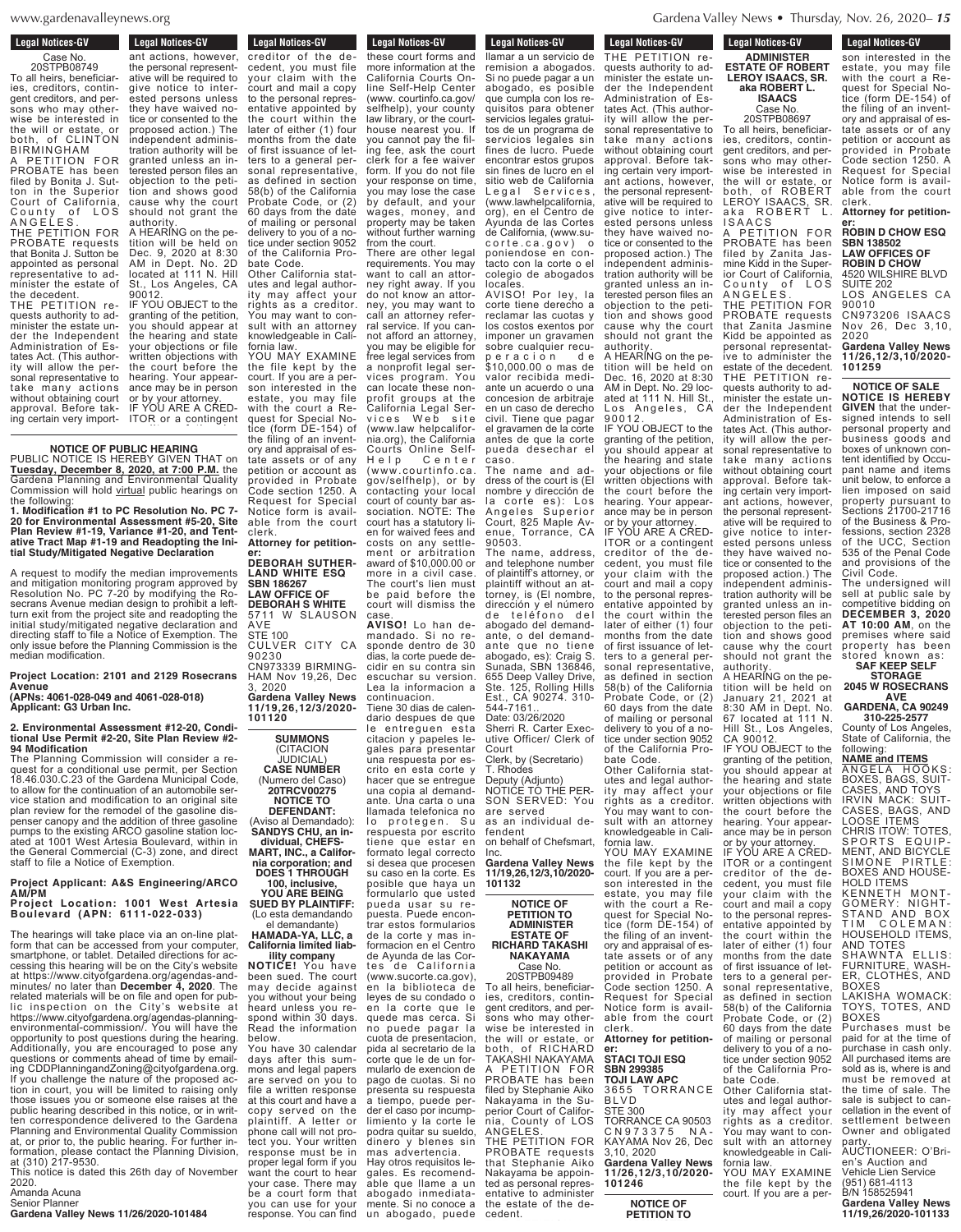**Legal Notices-GV**

Case No. 20STPB08749

To all heirs, beneficiaries, creditors, contingent creditors, and persons who may otherwise be interested in the will or estate, or both, of CLINTON BIRMINGHAM

A PETITION FOR PROBATE has been filed by Bonita J. Sutton in the Superior Court of California, County of LOS ANGELES.

THE PETITION FOR PROBATE requests that Bonita J. Sutton be appointed as personal representative to administer the estate of the decedent.

THE PETITION requests authority to administer the estate under the Independent Administration of Estates Act. (This authority will allow the personal representative to take many actions without obtaining court approval. Before taking certain very important actions, however, the personal representative will be required to give notice to interested persons unless they have waived notice or consented to the proposed action.) The independent administration authority will be granted unless an interested person files an objection to the petition and shows good cause why the court should not grant the authority.

A HEARING on the petition will be held on Dec. 9, 2020 at 8:30 AM in Dept. No. 2D located at 111 N. Hill St., Los Angeles, CA 90012.

IF YOU OBJECT to the granting of the petition, you should appear at the hearing and state your objections or file written objections with the court before the hearing. Your appearance may be in person or by your attorney.

IF YOU ARE A CREDITOR or a contingent creditor of the decedent, you must file your claim with the court and mail a copy to the personal representative appointed by the court within the later of either (1) four months from the date of first issuance of letters to a general personal representative, as defined in section 58(b) of the California Probate Code, or (2) 60 days from the date of mailing or personal delivery to you of a notice under section 9052 of the California Probate Code.

Other California statutes and legal authority may affect your rights as a creditor. You may want to consult with an attorney knowledgeable in California law.

YOU MAY EXAMINE the file kept by the court. If you are a person interested in the estate, you may file with the court a Request for Special Notice (form DE-154) of the filing of an inventory and appraisal of estate assets or of any petition or account as provided in Probate Code section 1250. A Request for Special Notice form is available from the court clerk.

**Attorney for petitioner:**
**DEBORAH SUTHERLAND WHITE ESQ**
**SBN 186267**
**LAW OFFICE OF DEBORAH S WHITE**
5711 W SLAUSON AVE
STE 100
CULVER CITY CA 90230
CN973339 BIRMINGHAM Nov 19,26, Dec 3, 2020
**Gardena Valley News 11/19,26,12/3/2020-101120**

**NOTICE OF PUBLIC HEARING**

PUBLIC NOTICE IS HEREBY GIVEN THAT on **Tuesday, December 8, 2020, at 7:00 P.M.** the Gardena Planning and Environmental Quality Commission will hold virtual public hearings on the following:

**1. Modification #1 to PC Resolution No. PC 7-20 for Environmental Assessment #5-20, Site Plan Review #1-19, Variance #1-20, and Tentative Tract Map #1-19 and Readopting the Initial Study/Mitigated Negative Declaration**

A request to modify the median improvements and mitigation monitoring program approved by Resolution No. PC 7-20 by modifying the Rosecrans Avenue median design to prohibit a left-turn exit from the project site and readopting the initial study/mitigated negative declaration and directing staff to file a Notice of Exemption. The only issue before the Planning Commission is the median modification.

**Project Location: 2101 and 2129 Rosecrans Avenue**
**(APNs: 4061-028-049 and 4061-028-018)**
**Applicant: G3 Urban Inc.**

**2. Environmental Assessment #12-20, Conditional Use Permit #2-20, Site Plan Review #2-94 Modification**

The Planning Commission will consider a request for a conditional use permit, per Section 18.46.030.C.23 of the Gardena Municipal Code, to allow for the continuation of an automobile service station and modification to an original site plan review for the remodel of the gasoline dispenser canopy and the addition of three gasoline pumps to the existing ARCO gasoline station located at 1001 West Artesia Boulevard, within in the General Commercial (C-3) zone, and direct staff to file a Notice of Exemption.

**Project Applicant: A&S Engineering/ARCO AM/PM**
**Project Location: 1001 West Artesia Boulevard (APN: 6111-022-033)**

The hearings will take place via an on-line platform that can be accessed from your computer, smartphone, or tablet. Detailed directions for accessing this hearing will be on the City's website at https://www.cityofgardena.org/agendas-and-minutes/ no later than **December 4, 2020**. The related materials will be on file and open for public inspection on the City's website at https://www.cityofgardena.org/agendas-planning-environmental-commission/. You will have the opportunity to post questions during the hearing. Additionally, you are encouraged to pose any questions or comments ahead of time by emailing CDDPlanningandZoning@cityofgardena.org. If you challenge the nature of the proposed action in court, you will be limited to raising only those issues you or someone else raises at the public hearing described in this notice, or in written correspondence delivered to the Gardena Planning and Environmental Quality Commission at, or prior to, the public hearing. For further information, please contact the Planning Division, at (310) 217-9530.

This notice is dated this 26th day of November 2020.

Amanda Acuna
Senior Planner
**Gardena Valley News 11/26/2020-101484**

**SUMMONS**
(CITACION JUDICIAL)
**CASE NUMBER**
(Numero del Caso)
**20TRCV00275**
**NOTICE TO DEFENDANT:**
(Aviso al Demandado):
**SANDYS CHU, an individual, CHEFSMART, INC., a California corporation; and DOES 1 THROUGH 100, inclusive,**
**YOU ARE BEING SUED BY PLAINTIFF:**
(Lo esta demandando el demandante)
**HAMADA-YA, LLC, a California limited liability company**

**NOTICE!** You have been sued. The court may decide against you without your being heard unless you respond within 30 days. Read the information below.

You have 30 calendar days after this summons and legal papers are served on you to file a written response at this court and have a copy served on the plaintiff. A letter or phone call will not protect you. Your written response must be in proper legal form if you want the court to hear your case. There may be a court form that you can use for your response. You can find these court forms and more information at the California Courts Online Self-Help Center (www. courtinfo.ca.gov/selfhelp), your county law library, or the courthouse nearest you. If you cannot pay the filing fee, ask the court clerk for a fee waiver form. If you do not file your response on time, you may lose the case by default, and your wages, money, and property may be taken without further warning from the court.

There are other legal requirements. You may want to call an attorney right away. If you do not know an attorney, you may want to call an attorney referral service. If you cannot afford an attorney, you may be eligible for free legal services from a nonprofit legal services program. You can locate these nonprofit groups at the California Legal Services Web site (www.law helpcalifornia.org), the California Courts Online Self-Help Center (www.courtinfo.ca.gov/selfhelp), or by contacting your local court of county bar association. NOTE: The court has a statutory lien for waived fees and costs on any settlement or arbitration award of $10,000.00 or more in a civil case. The court's lien must be paid before the court will dismiss the case.

**AVISO!** Lo han demandado. Si no responde dentro de 30 dias, la corte puede decidir en su contra sin escuchar su version. Lea la informacion a continuacion.

Tiene 30 dias de calendario despues de que le entreguen esta citacion y papeles legales para presentar una respuesta por escrito en esta corte y hacer que se entregue una copia al demandante. Una carta o una llamada telefonica no lo protegen. Su respuesta por escrito tiene que estar en formato legal correcto si desea que procesen su caso en la corte. Es posible que haya un formulario que usted pueda usar su respuesta. Puede encontrar estos formularios de la corte y mas informacion en el Centro de Ayuda de las Cortes de California (www.sucorte.ca.gov), en la biblioteca de leyes de su condado o en la corte que le quede mas cerca. Si no puede pagar la cuota de presentacion, pida al secretario de la corte que le de un formulario de exencion de pago de cuotas. Si no presenta su respuesta a tiempo, puede perder el caso por incumplimiento y la corte le podra quitar su sueldo, dinero y blenes sin mas advertencia.

Hay otros requisitos legales. Es recomendable que llame a un abogado inmediatamente. Si no conoce a un abogado, puede llamar a un servicio de remision a abogados. Si no puede pagar a un abogado, es posible que cumpla con los requisitos para obtener servicios legales gratuitos de un programa de servicios legales sin fines de lucro. Puede encontrar estos grupos sin fines de lucro en el sitio web de California Legal Services, (www.lawhelpcalifornia, org), en el Centro de Ayuda de las Cortes de California, (www.sucorte.ca.gov) o poniendose en contacto con la corte o el colegio de abogados locales.

AVISO! Por ley, la corte tiene derecho a reclamar las cuotas y los costos exentos por imponer un gravamen sobre cualquier recuperacion de $10,000.00 o mas de valor recibida mediante un acuerdo o una concesion de arbitraje en un caso de derecho civil. Tiene que pagar el gravamen de la corte antes de que la corte pueda desechar el caso.

The name and address of the court is (El nombre y dirección de la corte es): Los Angeles Superior Court, 825 Maple Avenue, Torrance, CA 90503.

The name, address, and telephone number of plaintiff's attorney, or plaintiff without an attorney, is (El nombre, dirección y el número de teléfono del abogado del demandante, o del demandante que no tiene abogado, es): Craig S. Sunada, SBN 136846, 655 Deep Valley Drive, Ste. 125, Rolling Hills Est., CA 90274. 310-544-7161..

Date: 03/26/2020
Sherri R. Carter Executive Officer/ Clerk of Court
Clerk, by (Secretario)
T. Rhodes
Deputy (Adjunto)

NOTICE TO THE PERSON SERVED: You are served as an individual defendent on behalf of Chefsmart, Inc.

**Gardena Valley News 11/19,26,12/3,10/2020-101132**

**NOTICE OF PETITION TO ADMINISTER ESTATE OF RICHARD TAKASHI NAKAYAMA**
Case No. 20STPB09489

To all heirs, beneficiaries, creditors, contingent creditors, and persons who may otherwise be interested in the will or estate, or both, of RICHARD TAKASHI NAKAYAMA

A PETITION FOR PROBATE has been filed by Stephanie Aiko Nakayama in the Superior Court of California, County of LOS ANGELES.

THE PETITION FOR PROBATE requests that Stephanie Aiko Nakayama be appointed as personal representative to administer the estate of the decedent.

THE PETITION requests authority to administer the estate under the Independent Administration of Estates Act. (This authority will allow the personal representative to take many actions without obtaining court approval. Before taking certain very important actions, however, the personal representative will be required to give notice to interested persons unless they have waived notice or consented to the proposed action.) The independent administration authority will be granted unless an interested person files an objection to the petition and shows good cause why the court should not grant the authority.

A HEARING on the petition will be held on Dec. 16, 2020 at 8:30 AM in Dept. No. 29 located at 111 N. Hill St., Los Angeles, CA 90012.

IF YOU OBJECT to the granting of the petition, you should appear at the hearing and state your objections or file written objections with the court before the hearing. Your appearance may be in person or by your attorney.

IF YOU ARE A CREDITOR or a contingent creditor of the decedent, you must file your claim with the court and mail a copy to the personal representative appointed by the court within the later of either (1) four months from the date of first issuance of letters to a general personal representative, as defined in section 58(b) of the California Probate Code, or (2) 60 days from the date of mailing or personal delivery to you of a notice under section 9052 of the California Probate Code.

Other California statutes and legal authority may affect your rights as a creditor. You may want to consult with an attorney knowledgeable in California law.

YOU MAY EXAMINE the file kept by the court. If you are a person interested in the estate, you may file with the court a Request for Special Notice (form DE-154) of the filing of an inventory and appraisal of estate assets or of any petition or account as provided in Probate Code section 1250. A Request for Special Notice form is available from the court clerk.

**Attorney for petitioner:**
**STACI TOJI ESQ**
**SBN 299385**
**TOJI LAW APC**
3655 TORRANCE BLVD
STE 300
TORRANCE CA 90503
CN973375 NAKAYAMA Nov 26, Dec 3,10, 2020
**Gardena Valley News 11/26,12/3,10/2020-101246**

**NOTICE OF PETITION TO ADMINISTER ESTATE OF ROBERT LEROY ISAACS, SR. aka ROBERT L. ISAACS**
Case No. 20STPB08697

To all heirs, beneficiaries, creditors, contingent creditors, and persons who may otherwise be interested in the will or estate, or both, of ROBERT LEROY ISAACS, SR. aka ROBERT L. ISAACS

A PETITION FOR PROBATE has been filed by Zanita Jasmine Kidd in the Superior Court of California, County of LOS ANGELES.

THE PETITION FOR PROBATE requests that Zanita Jasmine Kidd be appointed as personal representative to administer the estate of the decedent.

THE PETITION requests authority to administer the estate under the Independent Administration of Estates Act. (This authority will allow the personal representative to take many actions without obtaining court approval. Before taking certain very important actions, however, the personal representative will be required to give notice to interested persons unless they have waived notice or consented to the proposed action.) The independent administration authority will be granted unless an interested person files an objection to the petition and shows good cause why the court should not grant the authority.

A HEARING on the petition will be held on January 21, 2021 at 8:30 AM in Dept. No. 67 located at 111 N. Hill St., Los Angeles, CA 90012.

IF YOU OBJECT to the granting of the petition, you should appear at the hearing and state your objections or file written objections with the court before the hearing. Your appearance may be in person or by your attorney.

IF YOU ARE A CREDITOR or a contingent creditor of the decedent, you must file your claim with the court and mail a copy to the personal representative appointed by the court within the later of either (1) four months from the date of first issuance of letters to a general personal representative, as defined in section 58(b) of the California Probate Code, or (2) 60 days from the date of mailing or personal delivery to you of a notice under section 9052 of the California Probate Code.

Other California statutes and legal authority may affect your rights as a creditor. You may want to consult with an attorney knowledgeable in California law.

YOU MAY EXAMINE the file kept by the court. If you are a person interested in the estate, you may file with the court a Request for Special Notice (form DE-154) of the filing of an inventory and appraisal of estate assets or of any petition or account as provided in Probate Code section 1250. A Request for Special Notice form is available from the court clerk.

**Attorney for petitioner:**
**ROBIN D CHOW ESQ**
**SBN 138502**
**LAW OFFICES OF ROBIN D CHOW**
4520 WILSHIRE BLVD SUITE 202
LOS ANGELES CA 90010
CN973206 ISAACS Nov 26, Dec 3,10, 2020
**Gardena Valley News 11/26,12/3,10/2020-101259**

**NOTICE OF SALE**

**NOTICE IS HEREBY GIVEN** that the undersigned intends to sell personal property and business goods and boxes of unknown content identified by Occupant name and items unit below, to enforce a lien imposed on said property pursuant to Sections 21700-21716 of the Business & Professions, section 2328 of the UCC, Section 535 of the Penal Code and provisions of the Civil Code.

The undersigned will sell at public sale by competitive bidding on **DECEMBER 3, 2020 AT 10:00 AM**, on the premises where said property has been stored known as:

**SAF KEEP SELF STORAGE**
**2045 W ROSECRANS AVE**
**GARDENA, CA 90249**
**310-225-2577**

County of Los Angeles, State of California, the following:

**NAME and ITEMS**
ANGELA HOOKS: BOXES, BAGS, SUITCASES, AND TOYS
IRVIN MACK: SUITCASES, BAGS, AND LOOSE ITEMS
CHRIS ITOW: TOTES, SPORTS EQUIPMENT, AND BICYCLE
SIMONE PIRTLE: BOXES AND HOUSEHOLD ITEMS
KENNETH MONTGOMERY: NIGHTSTAND AND BOX
TIM COLEMAN: HOUSEHOLD ITEMS, AND TOTES
SHAWNTA ELLIS: FURNITURE, WASHER, CLOTHES, AND BOXES
LAKISHA WOMACK: TOYS, TOTES, AND BOXES

Purchases must be paid for at the time of purchase in cash only. All purchased items are sold as is, where is and must be removed at the time of sale. The sale is subject to cancellation in the event of settlement between Owner and obligated party.

AUCTIONEER: O'Brien's Auction and Vehicle Lien Service
(951) 681-4113
B/N 158525941
**Gardena Valley News 11/19,26/2020-101133**